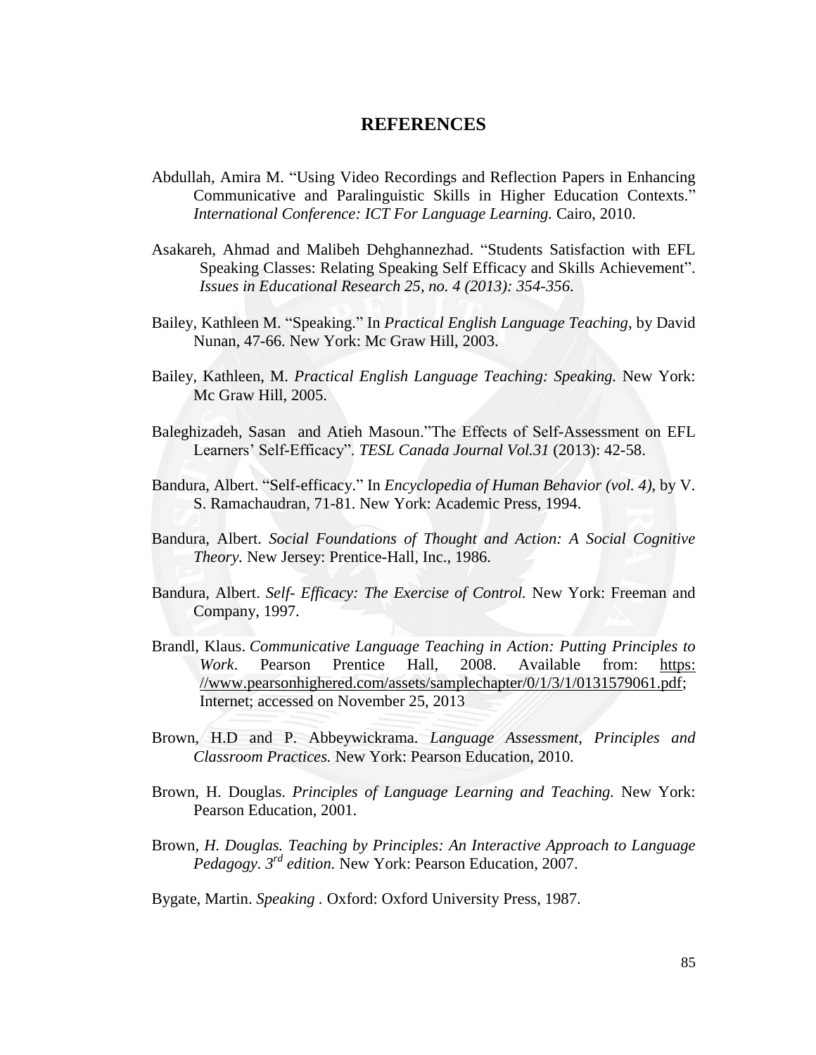# REFERENCES

Abdullah, Amira M. "Using Video Recordings and Reflection Papers in Enhancing Communicative and Paralinguistic Skills in Higher Education Contexts." *International Conference: ICT For Language Learning.* Cairo, 2010.

Asakareh, Ahmad and Malibeh Dehghannezhad. "Students Satisfaction with EFL Speaking Classes: Relating Speaking Self Efficacy and Skills Achievement". *Issues in Educational Research 25, no. 4 (2013): 354-356.*

Bailey, Kathleen M. "Speaking." In *Practical English Language Teaching*, by David Nunan, 47-66. New York: Mc Graw Hill, 2003.

Bailey, Kathleen, M. *Practical English Language Teaching: Speaking.* New York: Mc Graw Hill, 2005.

Baleghizadeh, Sasan and Atieh Masoun."The Effects of Self-Assessment on EFL Learners' Self-Efficacy". *TESL Canada Journal Vol.31* (2013): 42-58.

Bandura, Albert. "Self-efficacy." In *Encyclopedia of Human Behavior (vol. 4)*, by V. S. Ramachaudran, 71-81. New York: Academic Press, 1994.

Bandura, Albert. *Social Foundations of Thought and Action: A Social Cognitive Theory.* New Jersey: Prentice-Hall, Inc., 1986.

Bandura, Albert. *Self- Efficacy: The Exercise of Control.* New York: Freeman and Company, 1997.

Brandl, Klaus. *Communicative Language Teaching in Action: Putting Principles to Work*. Pearson Prentice Hall, 2008. Available from: https: //www.pearsonhighered.com/assets/samplechapter/0/1/3/1/0131579061.pdf; Internet; accessed on November 25, 2013

Brown, H.D and P. Abbeywickrama. *Language Assessment, Principles and Classroom Practices.* New York: Pearson Education, 2010.

Brown, H. Douglas. *Principles of Language Learning and Teaching.* New York: Pearson Education, 2001.

Brown, *H. Douglas. Teaching by Principles: An Interactive Approach to Language Pedagogy. 3rd edition.* New York: Pearson Education, 2007.

Bygate, Martin. *Speaking* . Oxford: Oxford University Press, 1987.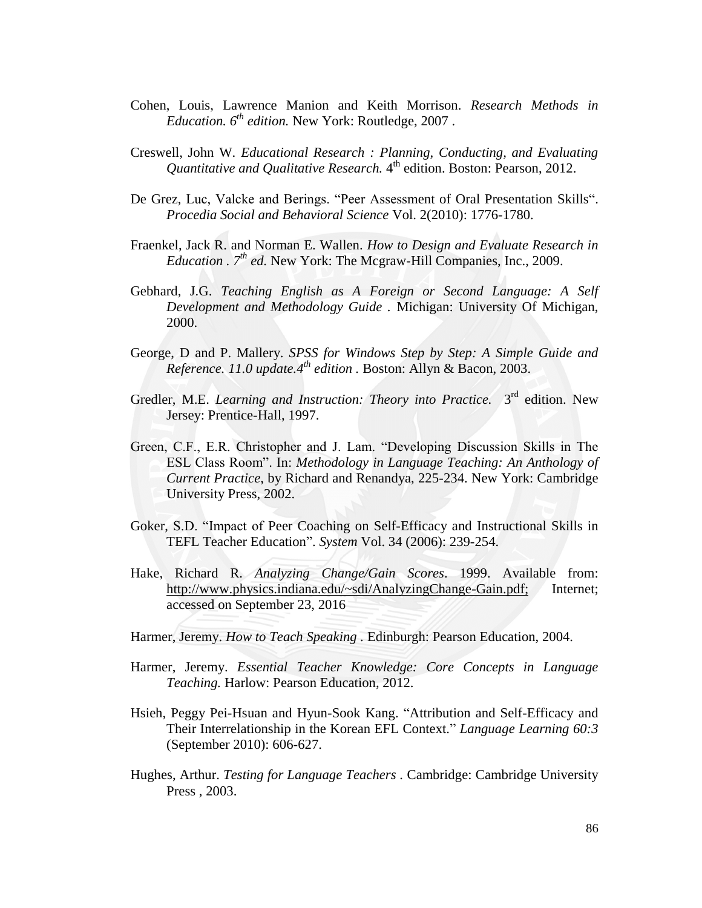Cohen, Louis, Lawrence Manion and Keith Morrison. *Research Methods in Education. 6th edition.* New York: Routledge, 2007 .

Creswell, John W. *Educational Research : Planning, Conducting, and Evaluating Quantitative and Qualitative Research.* 4th edition. Boston: Pearson, 2012.

De Grez, Luc, Valcke and Berings. "Peer Assessment of Oral Presentation Skills". *Procedia Social and Behavioral Science* Vol. 2(2010): 1776-1780.

Fraenkel, Jack R. and Norman E. Wallen. *How to Design and Evaluate Research in Education . 7th ed.* New York: The Mcgraw-Hill Companies, Inc., 2009.

Gebhard, J.G. *Teaching English as A Foreign or Second Language: A Self Development and Methodology Guide* . Michigan: University Of Michigan, 2000.

George, D and P. Mallery. *SPSS for Windows Step by Step: A Simple Guide and Reference. 11.0 update.4th edition* . Boston: Allyn & Bacon, 2003.

Gredler, M.E. *Learning and Instruction: Theory into Practice.* 3rd edition. New Jersey: Prentice-Hall, 1997.

Green, C.F., E.R. Christopher and J. Lam. "Developing Discussion Skills in The ESL Class Room". In: *Methodology in Language Teaching: An Anthology of Current Practice,* by Richard and Renandya, 225-234. New York: Cambridge University Press, 2002.

Goker, S.D. "Impact of Peer Coaching on Self-Efficacy and Instructional Skills in TEFL Teacher Education". *System* Vol. 34 (2006): 239-254.

Hake, Richard R. *Analyzing Change/Gain Scores*. 1999. Available from: http://www.physics.indiana.edu/~sdi/AnalyzingChange-Gain.pdf; Internet; accessed on September 23, 2016

Harmer, Jeremy. *How to Teach Speaking* . Edinburgh: Pearson Education, 2004.

Harmer, Jeremy. *Essential Teacher Knowledge: Core Concepts in Language Teaching.* Harlow: Pearson Education, 2012.

Hsieh, Peggy Pei-Hsuan and Hyun-Sook Kang. "Attribution and Self-Efficacy and Their Interrelationship in the Korean EFL Context." *Language Learning 60:3* (September 2010): 606-627.

Hughes, Arthur. *Testing for Language Teachers* . Cambridge: Cambridge University Press , 2003.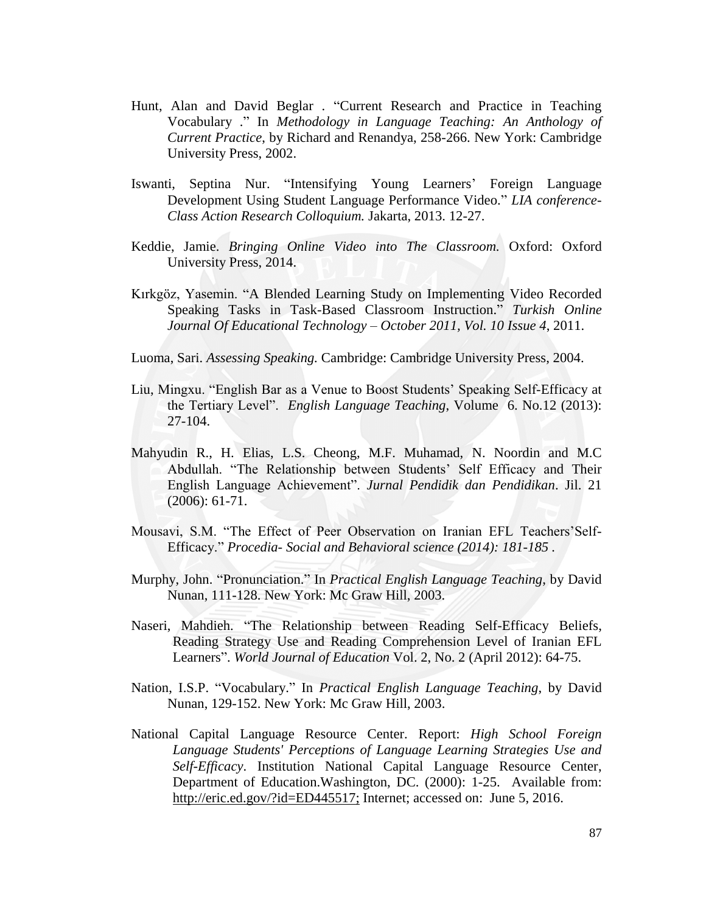Hunt, Alan and David Beglar . "Current Research and Practice in Teaching Vocabulary ." In *Methodology in Language Teaching: An Anthology of Current Practice*, by Richard and Renandya, 258-266. New York: Cambridge University Press, 2002.

Iswanti, Septina Nur. "Intensifying Young Learners' Foreign Language Development Using Student Language Performance Video." *LIA conference-Class Action Research Colloquium.* Jakarta, 2013. 12-27.

Keddie, Jamie. *Bringing Online Video into The Classroom.* Oxford: Oxford University Press, 2014.

Kırkgöz, Yasemin. "A Blended Learning Study on Implementing Video Recorded Speaking Tasks in Task-Based Classroom Instruction." *Turkish Online Journal Of Educational Technology – October 2011, Vol. 10 Issue 4*, 2011.

Luoma, Sari. *Assessing Speaking.* Cambridge: Cambridge University Press, 2004.

Liu, Mingxu. "English Bar as a Venue to Boost Students' Speaking Self-Efficacy at the Tertiary Level". *English Language Teaching*, Volume 6. No.12 (2013): 27-104.

Mahyudin R., H. Elias, L.S. Cheong, M.F. Muhamad, N. Noordin and M.C Abdullah. "The Relationship between Students' Self Efficacy and Their English Language Achievement". *Jurnal Pendidik dan Pendidikan*. Jil. 21 (2006): 61-71.

Mousavi, S.M. "The Effect of Peer Observation on Iranian EFL Teachers'Self-Efficacy." *Procedia- Social and Behavioral science (2014): 181-185* .

Murphy, John. "Pronunciation." In *Practical English Language Teaching*, by David Nunan, 111-128. New York: Mc Graw Hill, 2003.

Naseri, Mahdieh. "The Relationship between Reading Self-Efficacy Beliefs, Reading Strategy Use and Reading Comprehension Level of Iranian EFL Learners". *World Journal of Education* Vol. 2, No. 2 (April 2012): 64-75.

Nation, I.S.P. "Vocabulary." In *Practical English Language Teaching*, by David Nunan, 129-152. New York: Mc Graw Hill, 2003.

National Capital Language Resource Center. Report: *High School Foreign Language Students' Perceptions of Language Learning Strategies Use and Self-Efficacy*. Institution National Capital Language Resource Center, Department of Education.Washington, DC. (2000): 1-25. Available from: http://eric.ed.gov/?id=ED445517; Internet; accessed on: June 5, 2016.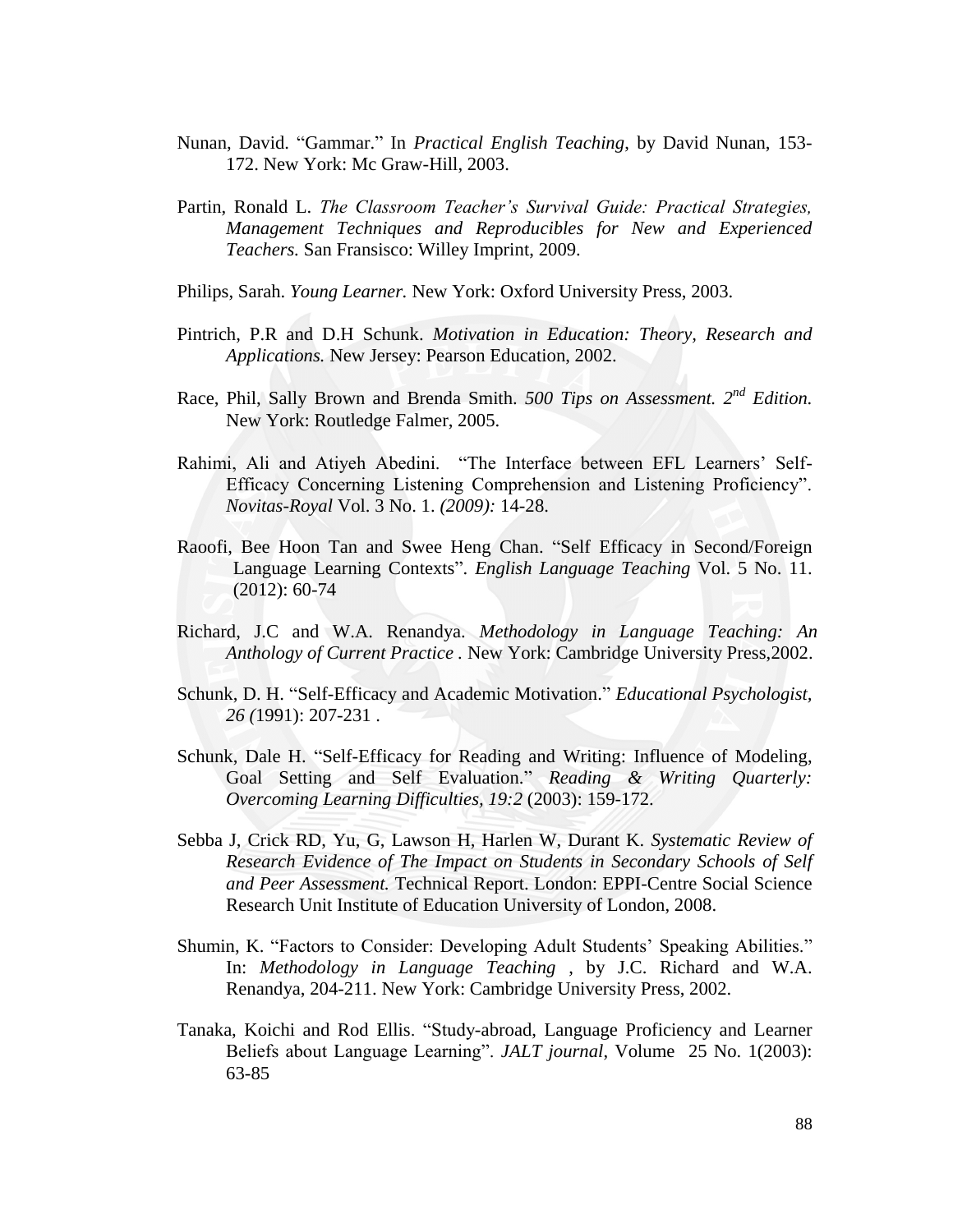Nunan, David. "Gammar." In *Practical English Teaching*, by David Nunan, 153-172. New York: Mc Graw-Hill, 2003.

Partin, Ronald L. *The Classroom Teacher's Survival Guide: Practical Strategies, Management Techniques and Reproducibles for New and Experienced Teachers.* San Fransisco: Willey Imprint, 2009.

Philips, Sarah. *Young Learner.* New York: Oxford University Press, 2003.

Pintrich, P.R and D.H Schunk. *Motivation in Education: Theory, Research and Applications.* New Jersey: Pearson Education, 2002.

Race, Phil, Sally Brown and Brenda Smith. *500 Tips on Assessment. 2nd Edition.* New York: Routledge Falmer, 2005.

Rahimi, Ali and Atiyeh Abedini. "The Interface between EFL Learners' Self-Efficacy Concerning Listening Comprehension and Listening Proficiency". *Novitas-Royal* Vol. 3 No. 1. *(2009):* 14-28.

Raoofi, Bee Hoon Tan and Swee Heng Chan. "Self Efficacy in Second/Foreign Language Learning Contexts". *English Language Teaching* Vol. 5 No. 11. (2012): 60-74

Richard, J.C and W.A. Renandya. *Methodology in Language Teaching: An Anthology of Current Practice* . New York: Cambridge University Press,2002.

Schunk, D. H. "Self-Efficacy and Academic Motivation." *Educational Psychologist, 26 (*1991): 207-231 .

Schunk, Dale H. "Self-Efficacy for Reading and Writing: Influence of Modeling, Goal Setting and Self Evaluation." *Reading & Writing Quarterly: Overcoming Learning Difficulties, 19:2* (2003): 159-172.

Sebba J, Crick RD, Yu, G, Lawson H, Harlen W, Durant K. *Systematic Review of Research Evidence of The Impact on Students in Secondary Schools of Self and Peer Assessment.* Technical Report. London: EPPI-Centre Social Science Research Unit Institute of Education University of London, 2008.

Shumin, K. "Factors to Consider: Developing Adult Students' Speaking Abilities." In: *Methodology in Language Teaching* , by J.C. Richard and W.A. Renandya, 204-211. New York: Cambridge University Press, 2002.

Tanaka, Koichi and Rod Ellis. "Study-abroad, Language Proficiency and Learner Beliefs about Language Learning". *JALT journal*, Volume 25 No. 1(2003): 63-85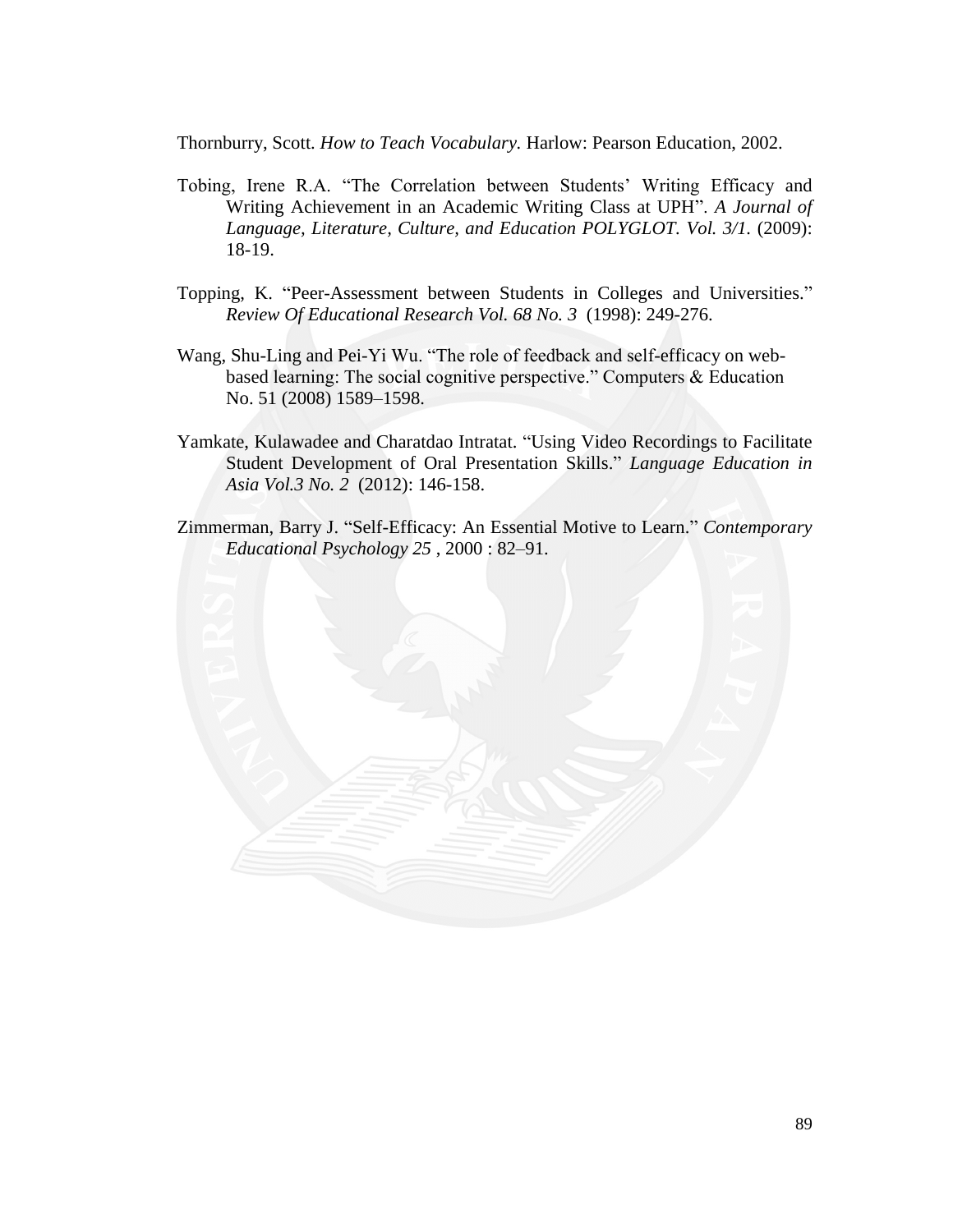Thornburry, Scott. *How to Teach Vocabulary.* Harlow: Pearson Education, 2002.

Tobing, Irene R.A. "The Correlation between Students' Writing Efficacy and Writing Achievement in an Academic Writing Class at UPH". *A Journal of Language, Literature, Culture, and Education POLYGLOT. Vol. 3/1.* (2009): 18-19.

Topping, K. "Peer-Assessment between Students in Colleges and Universities." *Review Of Educational Research Vol. 68 No. 3* (1998): 249-276.

Wang, Shu-Ling and Pei-Yi Wu. "The role of feedback and self-efficacy on web-based learning: The social cognitive perspective." Computers & Education No. 51 (2008) 1589–1598.

Yamkate, Kulawadee and Charatdao Intratat. "Using Video Recordings to Facilitate Student Development of Oral Presentation Skills." *Language Education in Asia Vol.3 No. 2* (2012): 146-158.

Zimmerman, Barry J. "Self-Efficacy: An Essential Motive to Learn." *Contemporary Educational Psychology 25* , 2000 : 82–91.